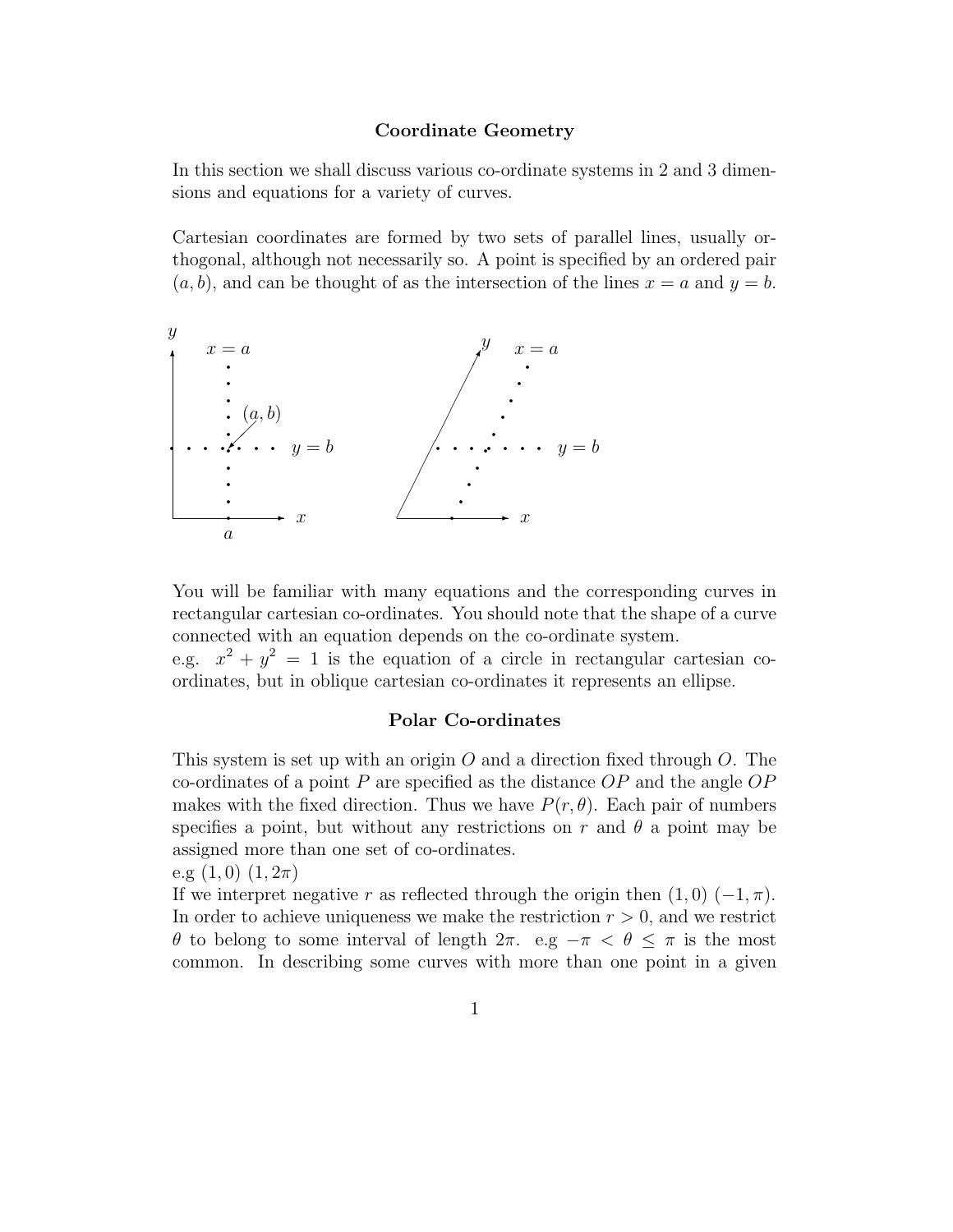## Coordinate Geometry

In this section we shall discuss various co-ordinate systems in 2 and 3 dimensions and equations for a variety of curves.

Cartesian coordinates are formed by two sets of parallel lines, usually orthogonal, although not necessarily so. A point is specified by an ordered pair $(a, b)$, and can be thought of as the intersection of the lines $x = a$ and $y = b$.

You will be familiar with many equations and the corresponding curves in rectangular cartesian co-ordinates. You should note that the shape of a curve connected with an equation depends on the co-ordinate system.
e.g. $x^2 + y^2 = 1$ is the equation of a circle in rectangular cartesian co-ordinates, but in oblique cartesian co-ordinates it represents an ellipse.

## Polar Co-ordinates

This system is set up with an origin $O$ and a direction fixed through $O$. The co-ordinates of a point $P$ are specified as the distance $OP$ and the angle $OP$ makes with the fixed direction. Thus we have $P(r, \theta)$. Each pair of numbers specifies a point, but without any restrictions on $r$ and $\theta$ a point may be assigned more than one set of co-ordinates.
e.g $(1, 0)$ $(1, 2\pi)$
If we interpret negative $r$ as reflected through the origin then $(1, 0)$ $(-1, \pi)$. In order to achieve uniqueness we make the restriction $r > 0$, and we restrict $\theta$ to belong to some interval of length $2\pi$. e.g $-\pi < \theta \leq \pi$ is the most common. In describing some curves with more than one point in a given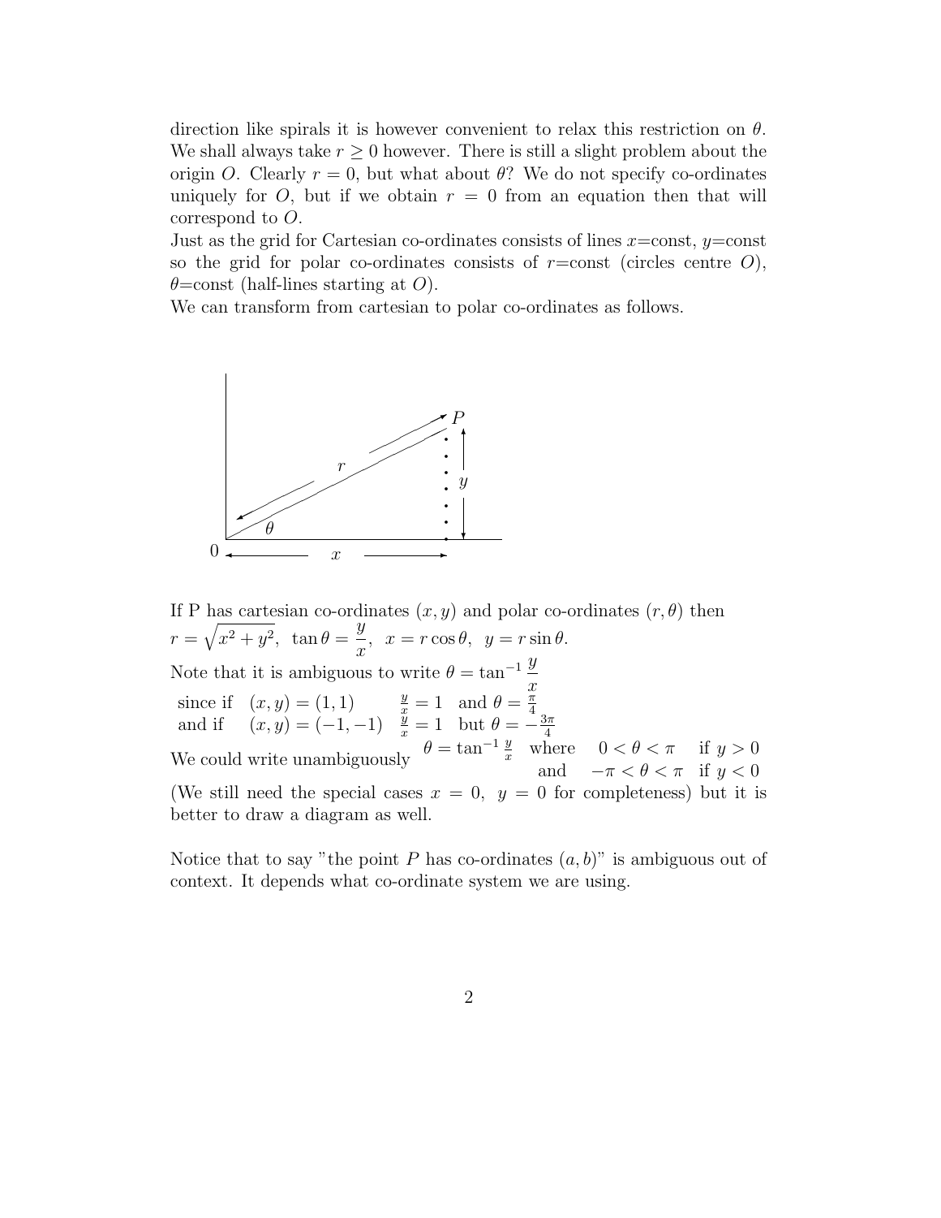direction like spirals it is however convenient to relax this restriction on $\theta$. We shall always take $r \geq 0$ however. There is still a slight problem about the origin $O$. Clearly $r = 0$, but what about $\theta$? We do not specify co-ordinates uniquely for $O$, but if we obtain $r = 0$ from an equation then that will correspond to $O$.

Just as the grid for Cartesian co-ordinates consists of lines $x$=const, $y$=const so the grid for polar co-ordinates consists of $r$=const (circles centre $O$), $\theta$=const (half-lines starting at $O$).

We can transform from cartesian to polar co-ordinates as follows.

If P has cartesian co-ordinates $(x, y)$ and polar co-ordinates $(r, \theta)$ then
$r = \sqrt{x^2 + y^2}$, $\tan\theta = \dfrac{y}{x}$, $x = r\cos\theta$, $y = r\sin\theta$.

Note that it is ambiguous to write $\theta = \tan^{-1}\dfrac{y}{x}$

since if $(x, y) = (1, 1)$ $\quad \frac{y}{x} = 1$ and $\theta = \frac{\pi}{4}$

and if $(x, y) = (-1, -1)$ $\quad \frac{y}{x} = 1$ but $\theta = -\frac{3\pi}{4}$

We could write unambiguously $\theta = \tan^{-1}\frac{y}{x}$ where $0 < \theta < \pi$ if $y > 0$ and $-\pi < \theta < \pi$ if $y < 0$

(We still need the special cases $x = 0$, $y = 0$ for completeness) but it is better to draw a diagram as well.

Notice that to say "the point $P$ has co-ordinates $(a, b)$" is ambiguous out of context. It depends what co-ordinate system we are using.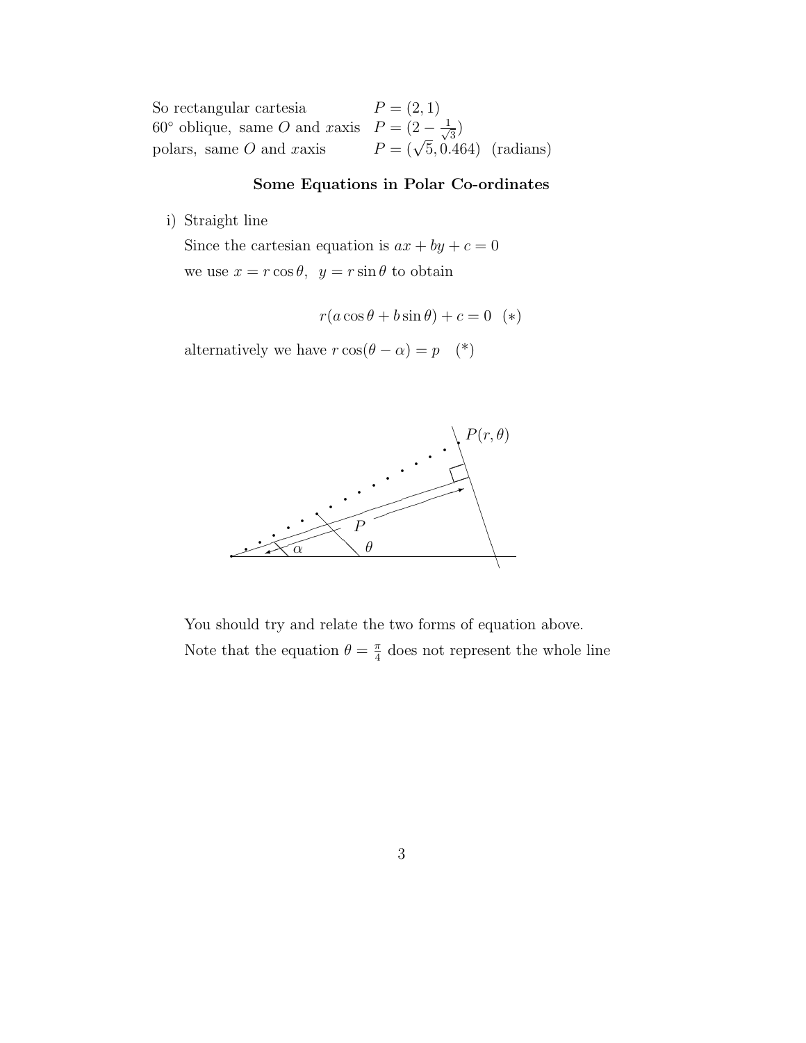| | |
|---|---|
| So rectangular cartesia | $P = (2, 1)$ |
| $60^\circ$ oblique, same $O$ and $x$axis | $P = (2 - \frac{1}{\sqrt{3}})$ |
| polars, same $O$ and $x$axis | $P = (\sqrt{5}, 0.464)$ (radians) |

### Some Equations in Polar Co-ordinates

i) Straight line

Since the cartesian equation is $ax + by + c = 0$

we use $x = r\cos\theta,\ \ y = r\sin\theta$ to obtain

$$r(a\cos\theta + b\sin\theta) + c = 0 \quad (*)$$

alternatively we have $r\cos(\theta - \alpha) = p$ (*)

You should try and relate the two forms of equation above.

Note that the equation $\theta = \frac{\pi}{4}$ does not represent the whole line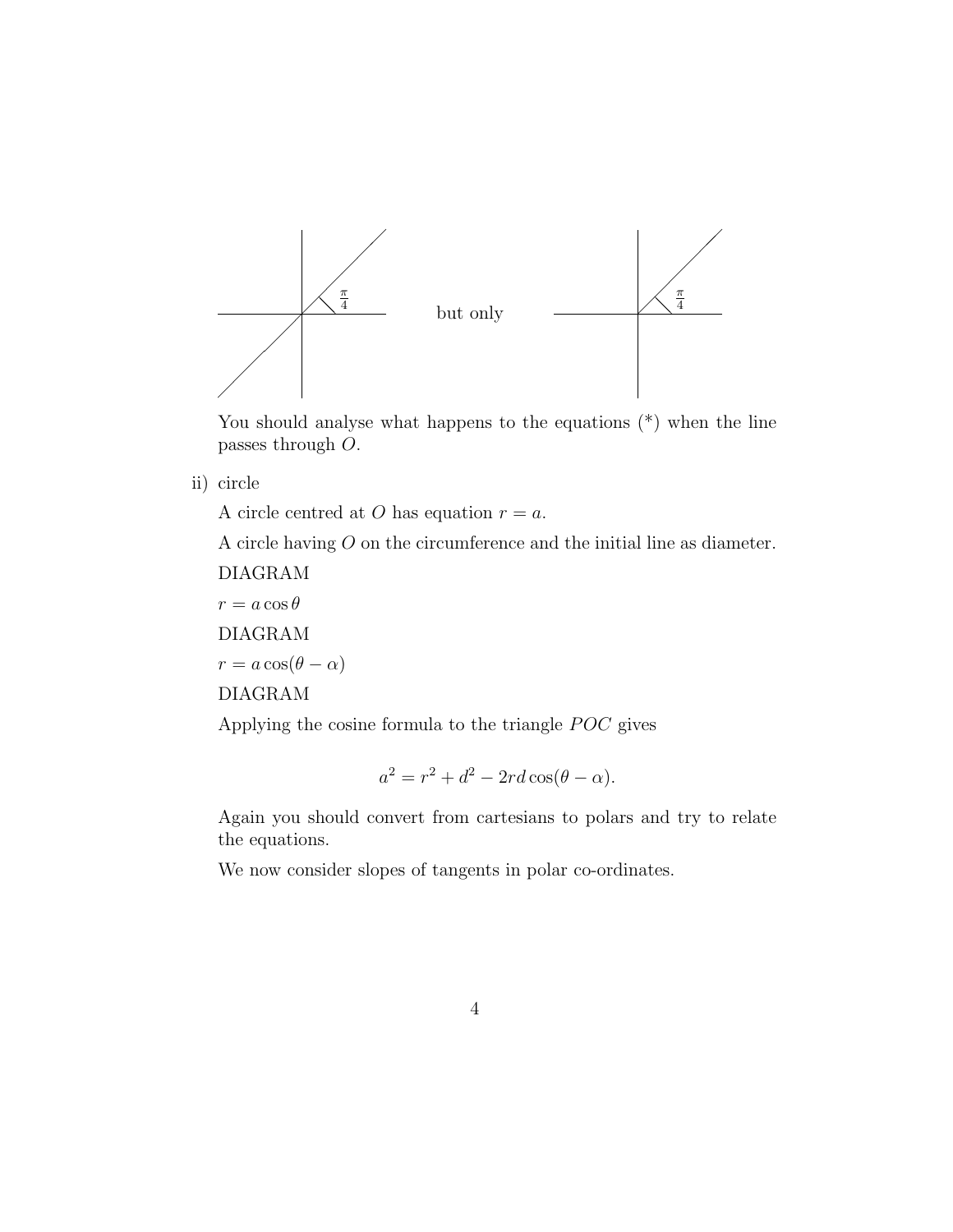$\frac{\pi}{4}$ but only $\frac{\pi}{4}$

You should analyse what happens to the equations (*) when the line passes through $O$.

ii) circle

A circle centred at $O$ has equation $r = a$.

A circle having $O$ on the circumference and the initial line as diameter.

DIAGRAM

$r = a\cos\theta$

DIAGRAM

$r = a\cos(\theta - \alpha)$

DIAGRAM

Applying the cosine formula to the triangle $POC$ gives

$$a^2 = r^2 + d^2 - 2rd\cos(\theta - \alpha).$$

Again you should convert from cartesians to polars and try to relate the equations.

We now consider slopes of tangents in polar co-ordinates.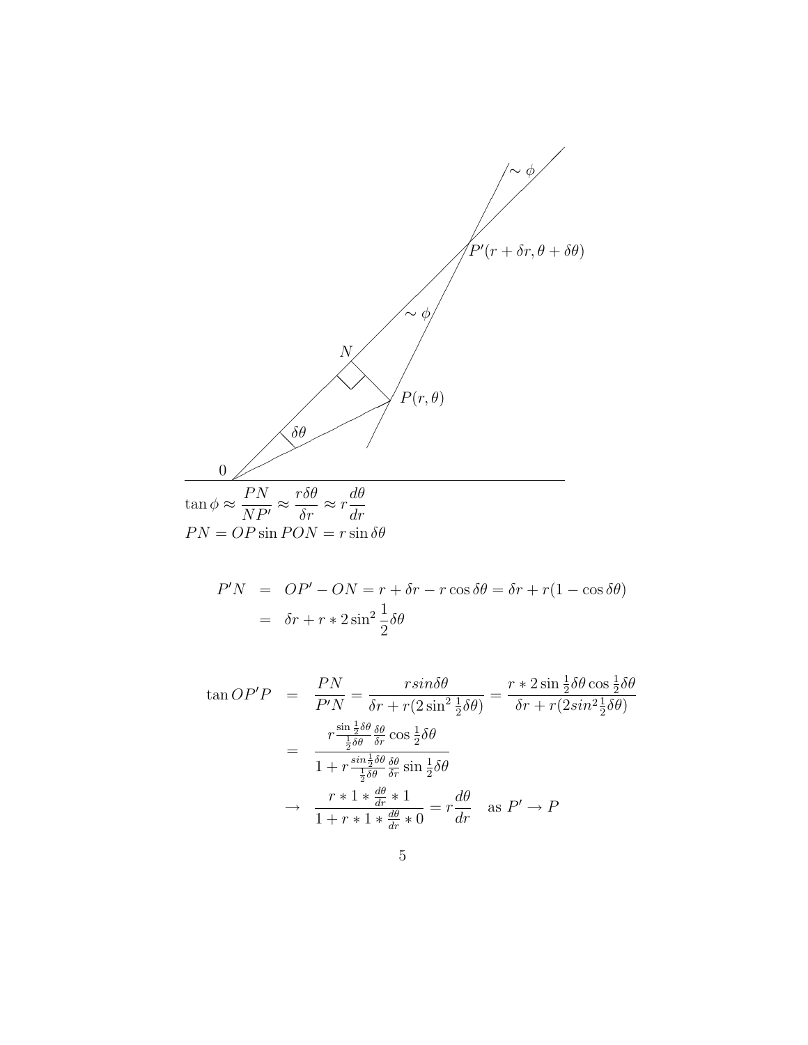$$\tan\phi \approx \frac{PN}{NP'} \approx \frac{r\delta\theta}{\delta r} \approx r\frac{d\theta}{dr}$$

$$PN = OP\sin PON = r\sin\delta\theta$$

$$\begin{aligned}
P'N &= OP' - ON = r + \delta r - r\cos\delta\theta = \delta r + r(1-\cos\delta\theta) \\
&= \delta r + r * 2\sin^2\frac{1}{2}\delta\theta
\end{aligned}$$

$$\begin{aligned}
\tan OP'P &= \frac{PN}{P'N} = \frac{rsin\delta\theta}{\delta r + r(2\sin^2\frac{1}{2}\delta\theta)} = \frac{r*2\sin\frac{1}{2}\delta\theta\cos\frac{1}{2}\delta\theta}{\delta r + r(2sin^2\frac{1}{2}\delta\theta)} \\
&= \frac{r\frac{\sin\frac{1}{2}\delta\theta}{\frac{1}{2}\delta\theta}\frac{\delta\theta}{\delta r}\cos\frac{1}{2}\delta\theta}{1 + r\frac{sin\frac{1}{2}\delta\theta}{\frac{1}{2}\delta\theta}\frac{\delta\theta}{\delta r}\sin\frac{1}{2}\delta\theta} \\
&\rightarrow \frac{r*1*\frac{d\theta}{dr}*1}{1 + r*1*\frac{d\theta}{dr}*0} = r\frac{d\theta}{dr} \quad \text{as } P' \rightarrow P
\end{aligned}$$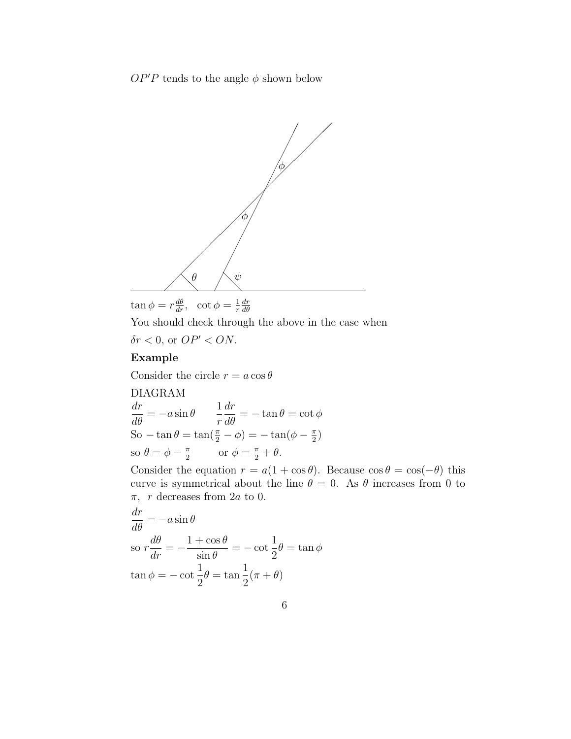$OP'P$ tends to the angle $\phi$ shown below

$\tan\phi = r\frac{d\theta}{dr}$, $\cot\phi = \frac{1}{r}\frac{dr}{d\theta}$

You should check through the above in the case when

$\delta r < 0$, or $OP' < ON$.

**Example**

Consider the circle $r = a\cos\theta$

DIAGRAM

$\frac{dr}{d\theta} = -a\sin\theta \qquad \frac{1}{r}\frac{dr}{d\theta} = -\tan\theta = \cot\phi$

So $-\tan\theta = \tan(\frac{\pi}{2} - \phi) = -\tan(\phi - \frac{\pi}{2})$

so $\theta = \phi - \frac{\pi}{2} \qquad$ or $\phi = \frac{\pi}{2} + \theta$.

Consider the equation $r = a(1 + \cos\theta)$. Because $\cos\theta = \cos(-\theta)$ this curve is symmetrical about the line $\theta = 0$. As $\theta$ increases from 0 to $\pi$, $r$ decreases from $2a$ to 0.

$$\frac{dr}{d\theta} = -a\sin\theta$$

so $r\frac{d\theta}{dr} = -\frac{1+\cos\theta}{\sin\theta} = -\cot\frac{1}{2}\theta = \tan\phi$

$$\tan\phi = -\cot\frac{1}{2}\theta = \tan\frac{1}{2}(\pi + \theta)$$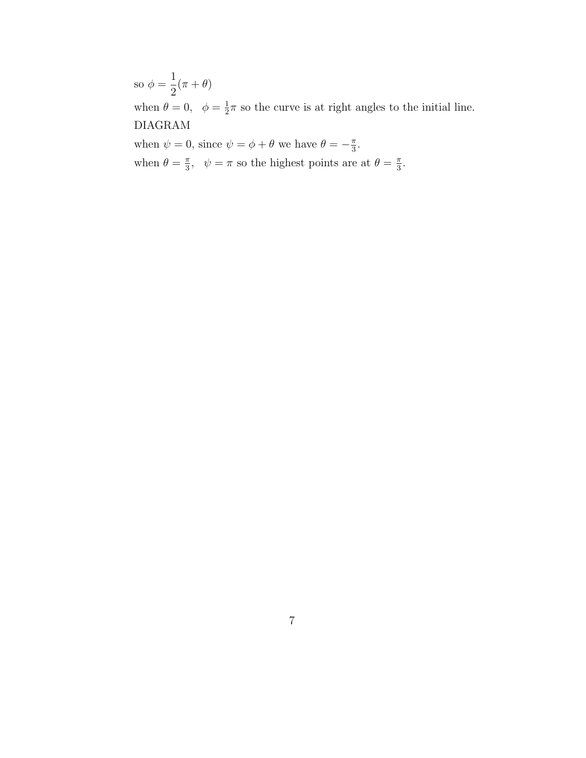so $\phi = \dfrac{1}{2}(\pi + \theta)$

when $\theta = 0$, $\phi = \frac{1}{2}\pi$ so the curve is at right angles to the initial line.

DIAGRAM

when $\psi = 0$, since $\psi = \phi + \theta$ we have $\theta = -\frac{\pi}{3}$.

when $\theta = \frac{\pi}{3}$, $\psi = \pi$ so the highest points are at $\theta = \frac{\pi}{3}$.